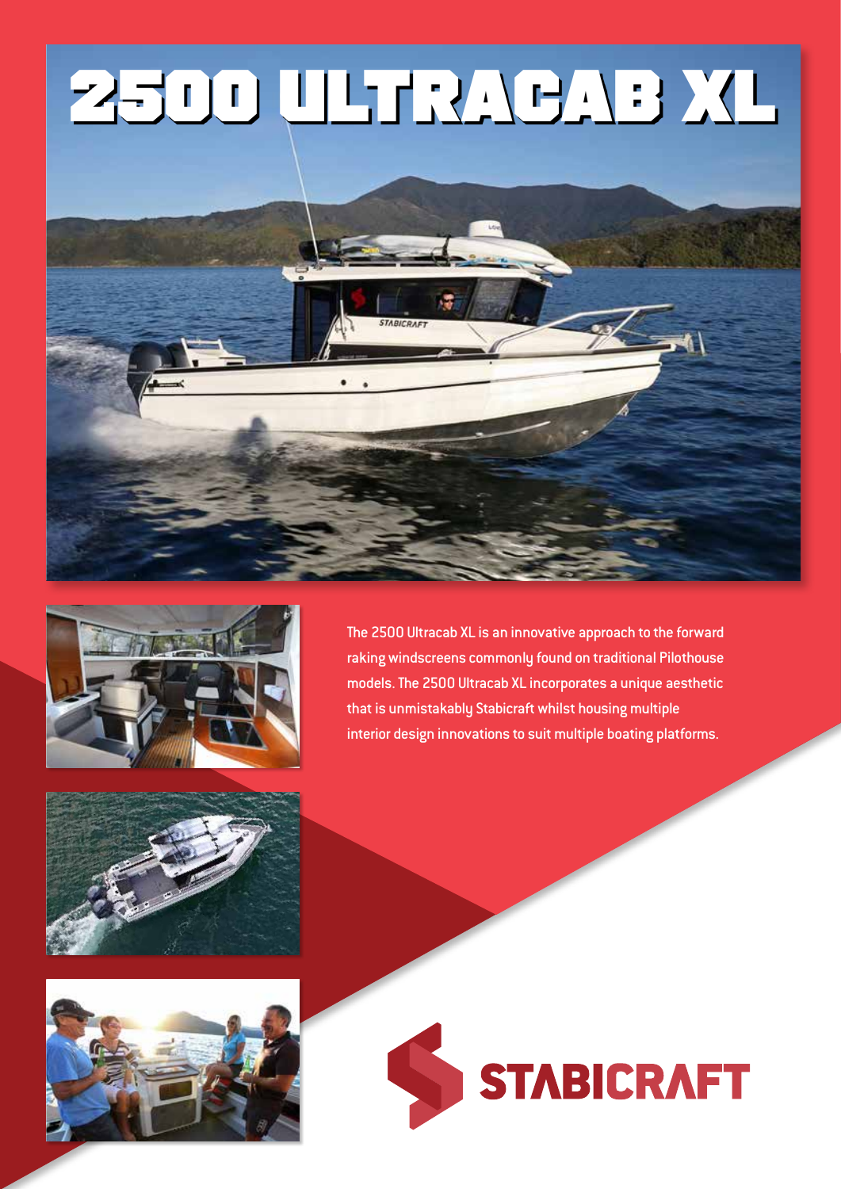# 2500 ULTRACAB XL

The 2500 Ultracab XL is an innovative approach to the forward raking windscreens commonly found on traditional Pilothouse models. The 2500 Ultracab XL incorporates a unique aesthetic that is unmistakably Stabicraft whilst housing multiple interior design innovations to suit multiple boating platforms.

STABICRAFT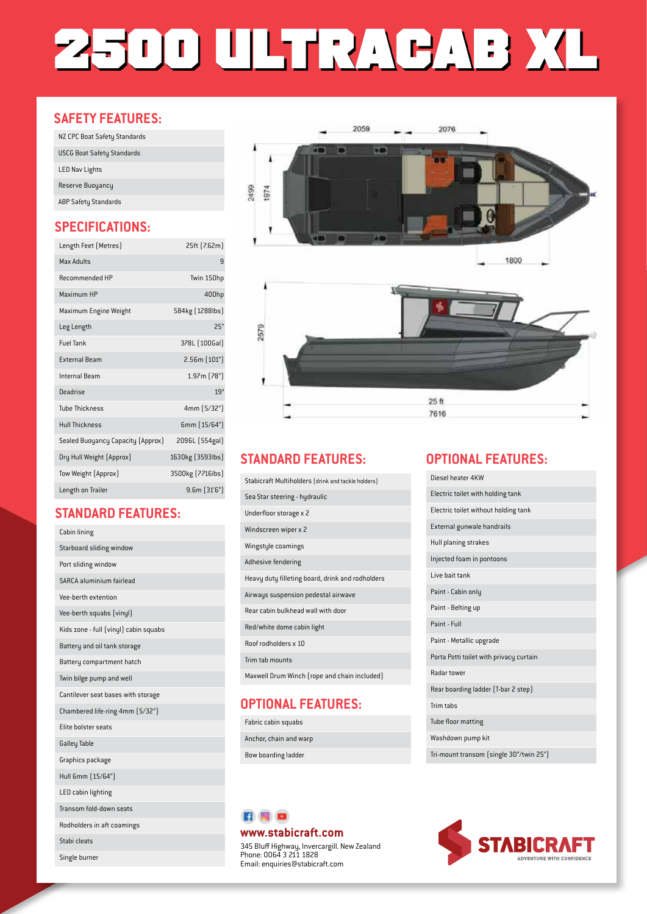# 2500 ULTRACAB XL

## SAFETY FEATURES:

- NZ CPC Boat Safety Standards
- USCG Boat Safety Standards
- LED Nav Lights
- Reserve Buoyancy
- ABP Safety Standards

## SPECIFICATIONS:

| | |
|---|---|
| Length Feet (Metres) | 25ft (7.62m) |
| Max Adults | 9 |
| Recommended HP | Twin 150hp |
| Maximum HP | 400hp |
| Maximum Engine Weight | 584kg (1288lbs) |
| Leg Length | 25" |
| Fuel Tank | 378L (100Gal) |
| External Beam | 2.56m (101") |
| Internal Beam | 1.97m (78") |
| Deadrise | 19° |
| Tube Thickness | 4mm (5/32") |
| Hull Thickness | 6mm (15/64") |
| Sealed Buoyancy Capacity (Approx) | 2096L (554gal) |
| Dry Hull Weight (Approx) | 1630kg (3593lbs) |
| Tow Weight (Approx) | 3500kg (7716lbs) |
| Length on Trailer | 9.6m (31'6") |

## STANDARD FEATURES:

- Cabin lining
- Starboard sliding window
- Port sliding window
- SARCA aluminium fairlead
- Vee-berth extention
- Vee-berth squabs (vinyl)
- Kids zone - full (vinyl) cabin squabs
- Battery and oil tank storage
- Battery compartment hatch
- Twin bilge pump and well
- Cantilever seat bases with storage
- Chambered life-ring 4mm (5/32")
- Elite bolster seats
- Galley Table
- Graphics package
- Hull 6mm (15/64")
- LED cabin lighting
- Transom fold-down seats
- Rodholders in aft coamings
- Stabi cleats
- Single burner

2059
2076
2499
1974
1800
2579
25 ft
7616

## STANDARD FEATURES:

- Stabicraft Multiholders (drink and tackle holders)
- Sea Star steering - hydraulic
- Underfloor storage x 2
- Windscreen wiper x 2
- Wingstyle coamings
- Adhesive fendering
- Heavy duty filleting board, drink and rodholders
- Airways suspension pedestal airwave
- Rear cabin bulkhead wall with door
- Red/white dome cabin light
- Roof rodholders x 10
- Trim tab mounts
- Maxwell Drum Winch (rope and chain included)

## OPTIONAL FEATURES:

- Fabric cabin squabs
- Anchor, chain and warp
- Bow boarding ladder

## OPTIONAL FEATURES:

- Diesel heater 4KW
- Electric toilet with holding tank
- Electric toilet without holding tank
- External gunwale handrails
- Hull planing strakes
- Injected foam in pontoons
- Live bait tank
- Paint - Cabin only
- Paint - Belting up
- Paint - Full
- Paint - Metallic upgrade
- Porta Potti toilet with privacy curtain
- Radar tower
- Rear boarding ladder (T-bar 2 step)
- Trim tabs
- Tube floor matting
- Washdown pump kit
- Tri-mount transom (single 30"/twin 25")

**www.stabicraft.com**
345 Bluff Highway, Invercargill. New Zealand
Phone: 0064 3 211 1828
Email: enquiries@stabicraft.com

STABICRAFT
ADVENTURE WITH CONFIDENCE